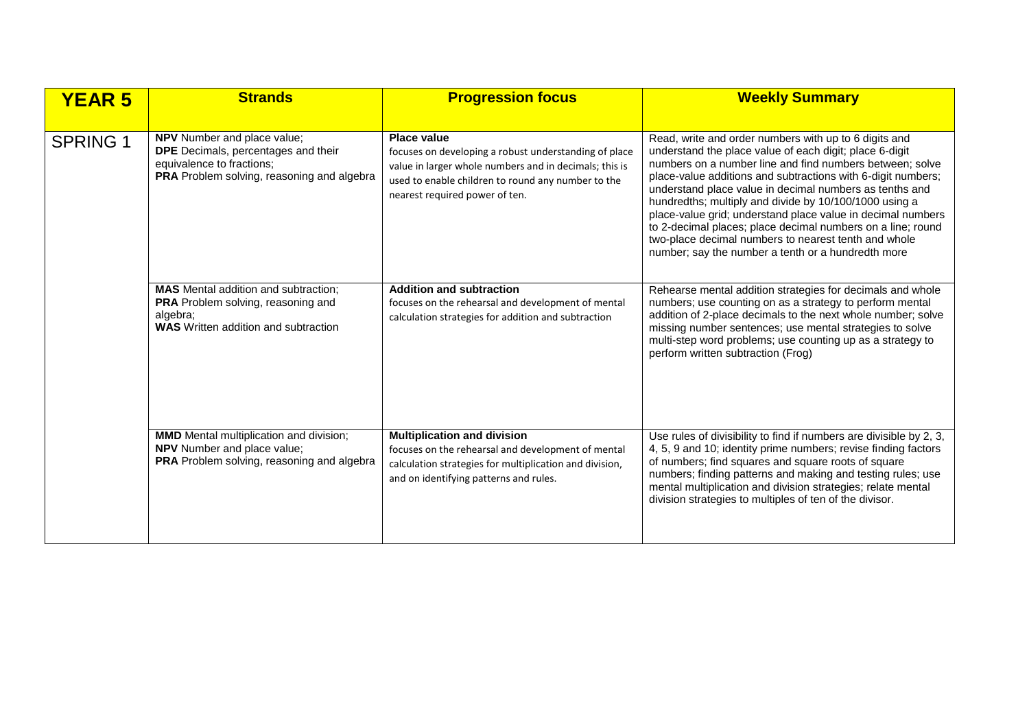| YEAR 5 | Strands | Progression focus | Weekly Summary |
| --- | --- | --- | --- |
| SPRING 1 | **NPV** Number and place value; **DPE** Decimals, percentages and their equivalence to fractions; **PRA** Problem solving, reasoning and algebra | **Place value** focuses on developing a robust understanding of place value in larger whole numbers and in decimals; this is used to enable children to round any number to the nearest required power of ten. | Read, write and order numbers with up to 6 digits and understand the place value of each digit; place 6-digit numbers on a number line and find numbers between; solve place-value additions and subtractions with 6-digit numbers; understand place value in decimal numbers as tenths and hundredths; multiply and divide by 10/100/1000 using a place-value grid; understand place value in decimal numbers to 2-decimal places; place decimal numbers on a line; round two-place decimal numbers to nearest tenth and whole number; say the number a tenth or a hundredth more |
| | **MAS** Mental addition and subtraction; **PRA** Problem solving, reasoning and algebra; **WAS** Written addition and subtraction | **Addition and subtraction** focuses on the rehearsal and development of mental calculation strategies for addition and subtraction | Rehearse mental addition strategies for decimals and whole numbers; use counting on as a strategy to perform mental addition of 2-place decimals to the next whole number; solve missing number sentences; use mental strategies to solve multi-step word problems; use counting up as a strategy to perform written subtraction (Frog) |
| | **MMD** Mental multiplication and division; **NPV** Number and place value; **PRA** Problem solving, reasoning and algebra | **Multiplication and division** focuses on the rehearsal and development of mental calculation strategies for multiplication and division, and on identifying patterns and rules. | Use rules of divisibility to find if numbers are divisible by 2, 3, 4, 5, 9 and 10; identity prime numbers; revise finding factors of numbers; find squares and square roots of square numbers; finding patterns and making and testing rules; use mental multiplication and division strategies; relate mental division strategies to multiples of ten of the divisor. |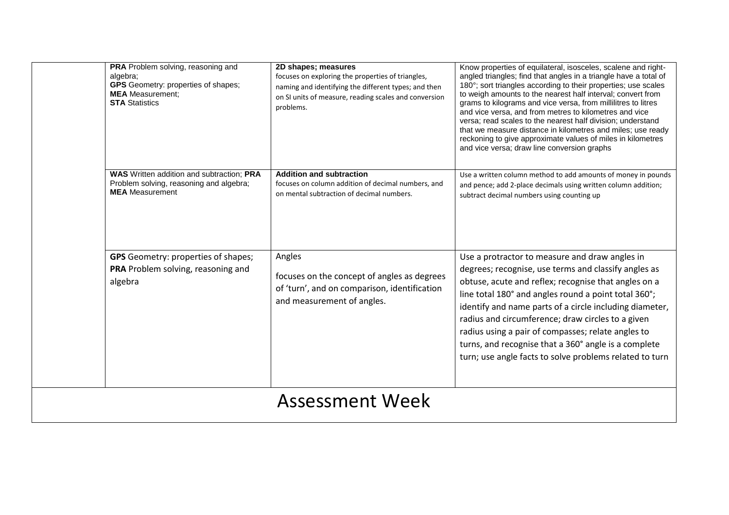| | | | |
|---|---|---|---|
| | **PRA** Problem solving, reasoning and algebra; **GPS** Geometry: properties of shapes; **MEA** Measurement; **STA** Statistics | **2D shapes; measures** focuses on exploring the properties of triangles, naming and identifying the different types; and then on SI units of measure, reading scales and conversion problems. | Know properties of equilateral, isosceles, scalene and right-angled triangles; find that angles in a triangle have a total of 180°; sort triangles according to their properties; use scales to weigh amounts to the nearest half interval; convert from grams to kilograms and vice versa, from millilitres to litres and vice versa, and from metres to kilometres and vice versa; read scales to the nearest half division; understand that we measure distance in kilometres and miles; use ready reckoning to give approximate values of miles in kilometres and vice versa; draw line conversion graphs |
| | **WAS** Written addition and subtraction; **PRA** Problem solving, reasoning and algebra; **MEA** Measurement | **Addition and subtraction** focuses on column addition of decimal numbers, and on mental subtraction of decimal numbers. | Use a written column method to add amounts of money in pounds and pence; add 2-place decimals using written column addition; subtract decimal numbers using counting up |
| | **GPS** Geometry: properties of shapes; **PRA** Problem solving, reasoning and algebra | Angles<br><br>focuses on the concept of angles as degrees of 'turn', and on comparison, identification and measurement of angles. | Use a protractor to measure and draw angles in degrees; recognise, use terms and classify angles as obtuse, acute and reflex; recognise that angles on a line total 180° and angles round a point total 360°; identify and name parts of a circle including diameter, radius and circumference; draw circles to a given radius using a pair of compasses; relate angles to turns, and recognise that a 360° angle is a complete turn; use angle facts to solve problems related to turn |
| Assessment Week | | | |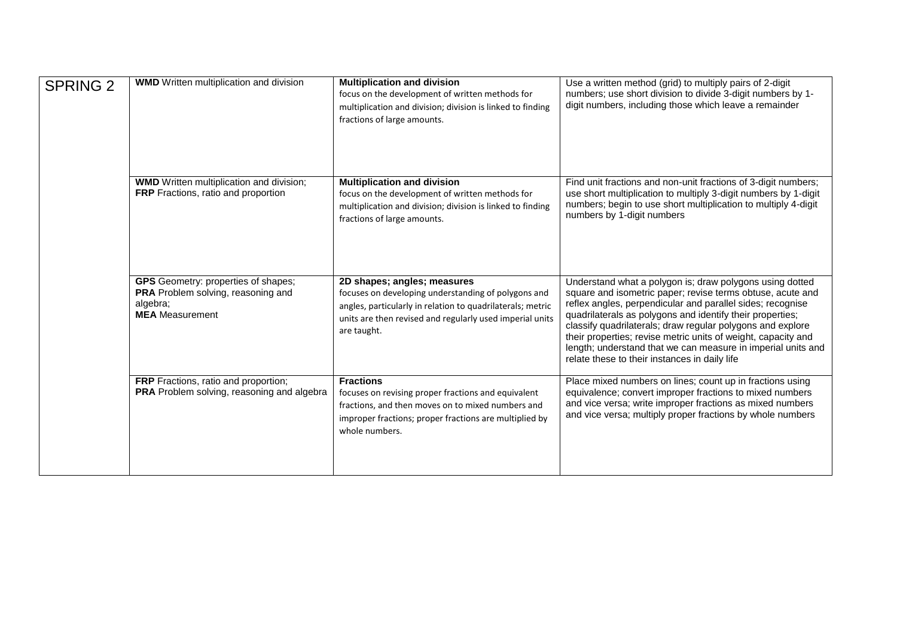| SPRING 2 | **WMD** Written multiplication and division | **Multiplication and division** focus on the development of written methods for multiplication and division; division is linked to finding fractions of large amounts. | Use a written method (grid) to multiply pairs of 2-digit numbers; use short division to divide 3-digit numbers by 1-digit numbers, including those which leave a remainder |
|---|---|---|---|
| | **WMD** Written multiplication and division; **FRP** Fractions, ratio and proportion | **Multiplication and division** focus on the development of written methods for multiplication and division; division is linked to finding fractions of large amounts. | Find unit fractions and non-unit fractions of 3-digit numbers; use short multiplication to multiply 3-digit numbers by 1-digit numbers; begin to use short multiplication to multiply 4-digit numbers by 1-digit numbers |
| | **GPS** Geometry: properties of shapes; **PRA** Problem solving, reasoning and algebra; **MEA** Measurement | **2D shapes; angles; measures** focuses on developing understanding of polygons and angles, particularly in relation to quadrilaterals; metric units are then revised and regularly used imperial units are taught. | Understand what a polygon is; draw polygons using dotted square and isometric paper; revise terms obtuse, acute and reflex angles, perpendicular and parallel sides; recognise quadrilaterals as polygons and identify their properties; classify quadrilaterals; draw regular polygons and explore their properties; revise metric units of weight, capacity and length; understand that we can measure in imperial units and relate these to their instances in daily life |
| | **FRP** Fractions, ratio and proportion; **PRA** Problem solving, reasoning and algebra | **Fractions** focuses on revising proper fractions and equivalent fractions, and then moves on to mixed numbers and improper fractions; proper fractions are multiplied by whole numbers. | Place mixed numbers on lines; count up in fractions using equivalence; convert improper fractions to mixed numbers and vice versa; write improper fractions as mixed numbers and vice versa; multiply proper fractions by whole numbers |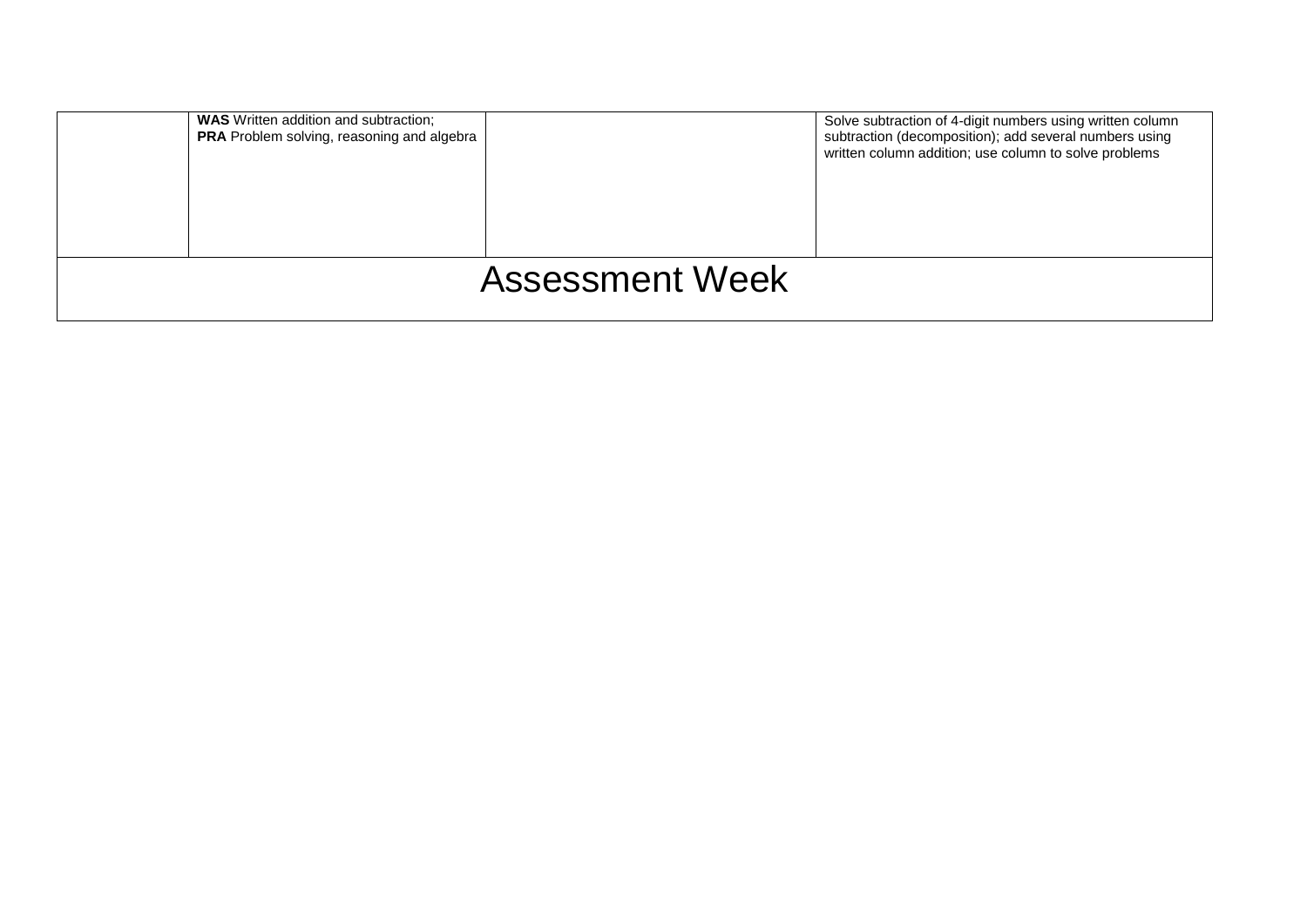| | | | |
|---|---|---|---|
| | **WAS** Written addition and subtraction;<br>**PRA** Problem solving, reasoning and algebra | | Solve subtraction of 4-digit numbers using written column subtraction (decomposition); add several numbers using written column addition; use column to solve problems |
| Assessment Week | | | |